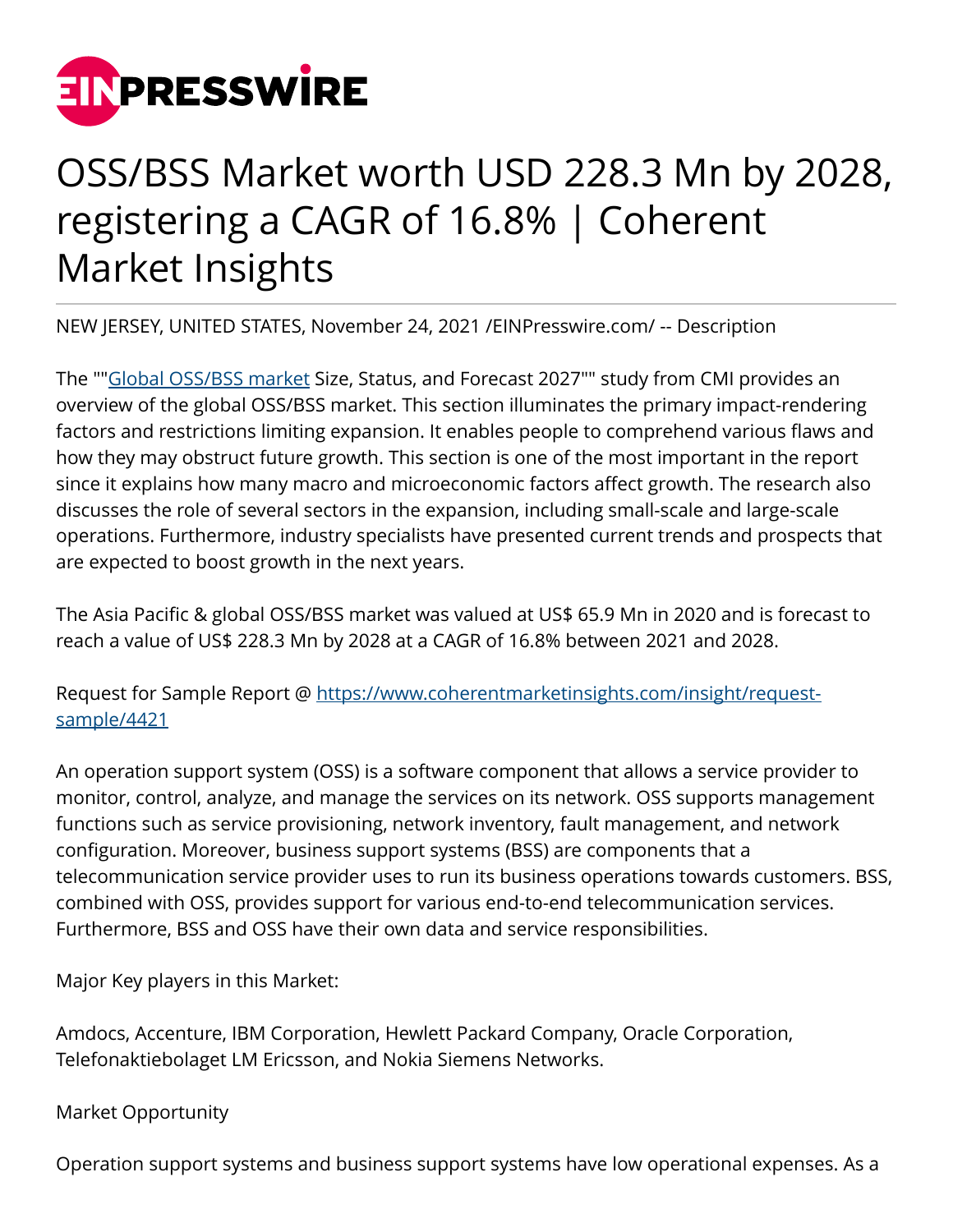# OSS/BSS Market worth USD 228.3 Mn by 2028, registering a CAGR of 16.8% | Coherent Market Insights

NEW JERSEY, UNITED STATES, November 24, 2021 /EINPresswire.com/ -- Description

The ""Global OSS/BSS market Size, Status, and Forecast 2027"" study from CMI provides an overview of the global OSS/BSS market. This section illuminates the primary impact-rendering factors and restrictions limiting expansion. It enables people to comprehend various flaws and how they may obstruct future growth. This section is one of the most important in the report since it explains how many macro and microeconomic factors affect growth. The research also discusses the role of several sectors in the expansion, including small-scale and large-scale operations. Furthermore, industry specialists have presented current trends and prospects that are expected to boost growth in the next years.

The Asia Pacific & global OSS/BSS market was valued at US$ 65.9 Mn in 2020 and is forecast to reach a value of US$ 228.3 Mn by 2028 at a CAGR of 16.8% between 2021 and 2028.

Request for Sample Report @ https://www.coherentmarketinsights.com/insight/request-sample/4421

An operation support system (OSS) is a software component that allows a service provider to monitor, control, analyze, and manage the services on its network. OSS supports management functions such as service provisioning, network inventory, fault management, and network configuration. Moreover, business support systems (BSS) are components that a telecommunication service provider uses to run its business operations towards customers. BSS, combined with OSS, provides support for various end-to-end telecommunication services. Furthermore, BSS and OSS have their own data and service responsibilities.

Major Key players in this Market:

Amdocs, Accenture, IBM Corporation, Hewlett Packard Company, Oracle Corporation, Telefonaktiebolaget LM Ericsson, and Nokia Siemens Networks.

Market Opportunity

Operation support systems and business support systems have low operational expenses. As a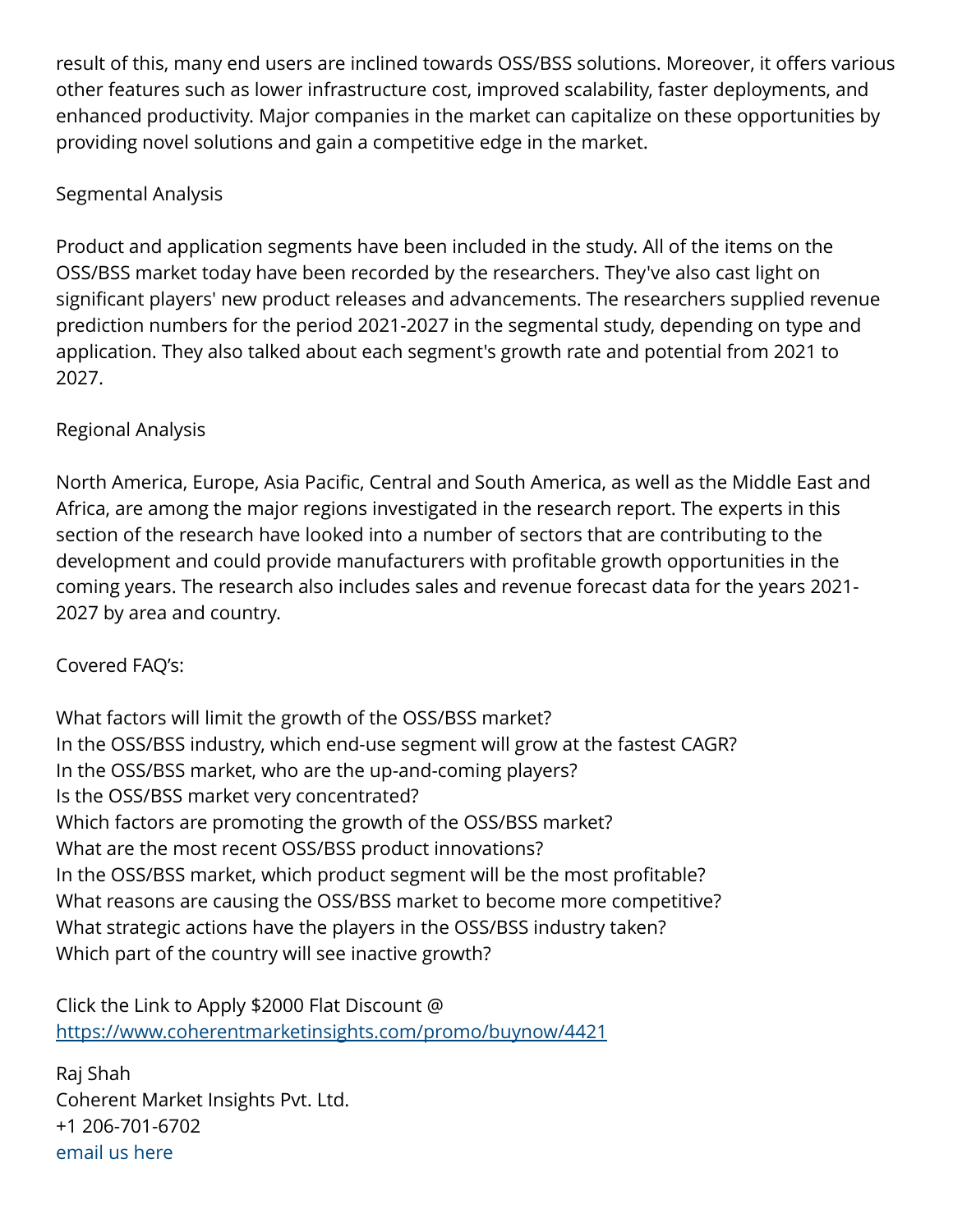result of this, many end users are inclined towards OSS/BSS solutions. Moreover, it offers various other features such as lower infrastructure cost, improved scalability, faster deployments, and enhanced productivity. Major companies in the market can capitalize on these opportunities by providing novel solutions and gain a competitive edge in the market.

Segmental Analysis

Product and application segments have been included in the study. All of the items on the OSS/BSS market today have been recorded by the researchers. They've also cast light on significant players' new product releases and advancements. The researchers supplied revenue prediction numbers for the period 2021-2027 in the segmental study, depending on type and application. They also talked about each segment's growth rate and potential from 2021 to 2027.

Regional Analysis

North America, Europe, Asia Pacific, Central and South America, as well as the Middle East and Africa, are among the major regions investigated in the research report. The experts in this section of the research have looked into a number of sectors that are contributing to the development and could provide manufacturers with profitable growth opportunities in the coming years. The research also includes sales and revenue forecast data for the years 2021-2027 by area and country.

Covered FAQ's:

What factors will limit the growth of the OSS/BSS market?
In the OSS/BSS industry, which end-use segment will grow at the fastest CAGR?
In the OSS/BSS market, who are the up-and-coming players?
Is the OSS/BSS market very concentrated?
Which factors are promoting the growth of the OSS/BSS market?
What are the most recent OSS/BSS product innovations?
In the OSS/BSS market, which product segment will be the most profitable?
What reasons are causing the OSS/BSS market to become more competitive?
What strategic actions have the players in the OSS/BSS industry taken?
Which part of the country will see inactive growth?

Click the Link to Apply $2000 Flat Discount @
https://www.coherentmarketinsights.com/promo/buynow/4421

Raj Shah
Coherent Market Insights Pvt. Ltd.
+1 206-701-6702
email us here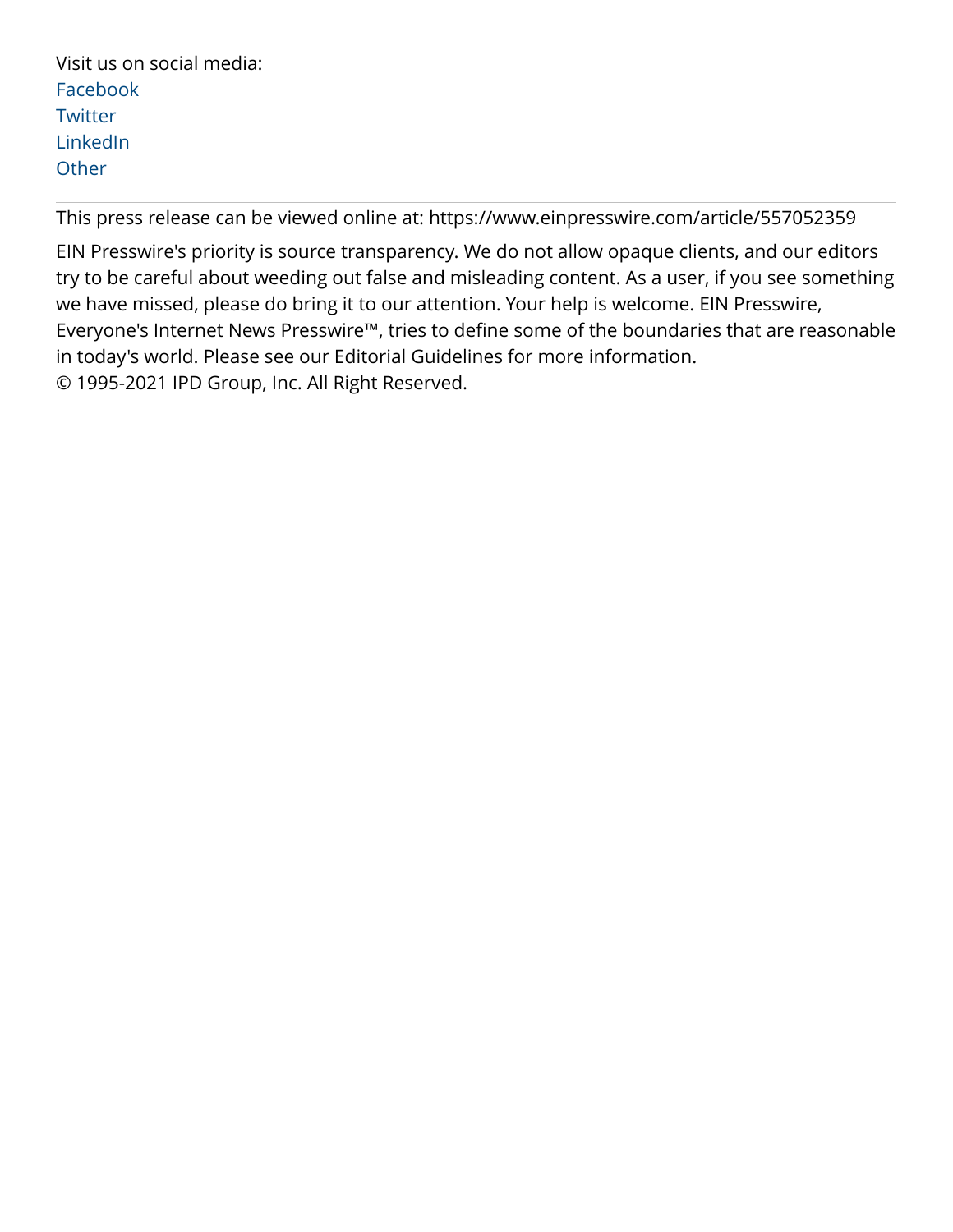Visit us on social media:
Facebook
Twitter
LinkedIn
Other

---

This press release can be viewed online at: https://www.einpresswire.com/article/557052359

EIN Presswire's priority is source transparency. We do not allow opaque clients, and our editors try to be careful about weeding out false and misleading content. As a user, if you see something we have missed, please do bring it to our attention. Your help is welcome. EIN Presswire, Everyone's Internet News Presswire™, tries to define some of the boundaries that are reasonable in today's world. Please see our Editorial Guidelines for more information.
© 1995-2021 IPD Group, Inc. All Right Reserved.